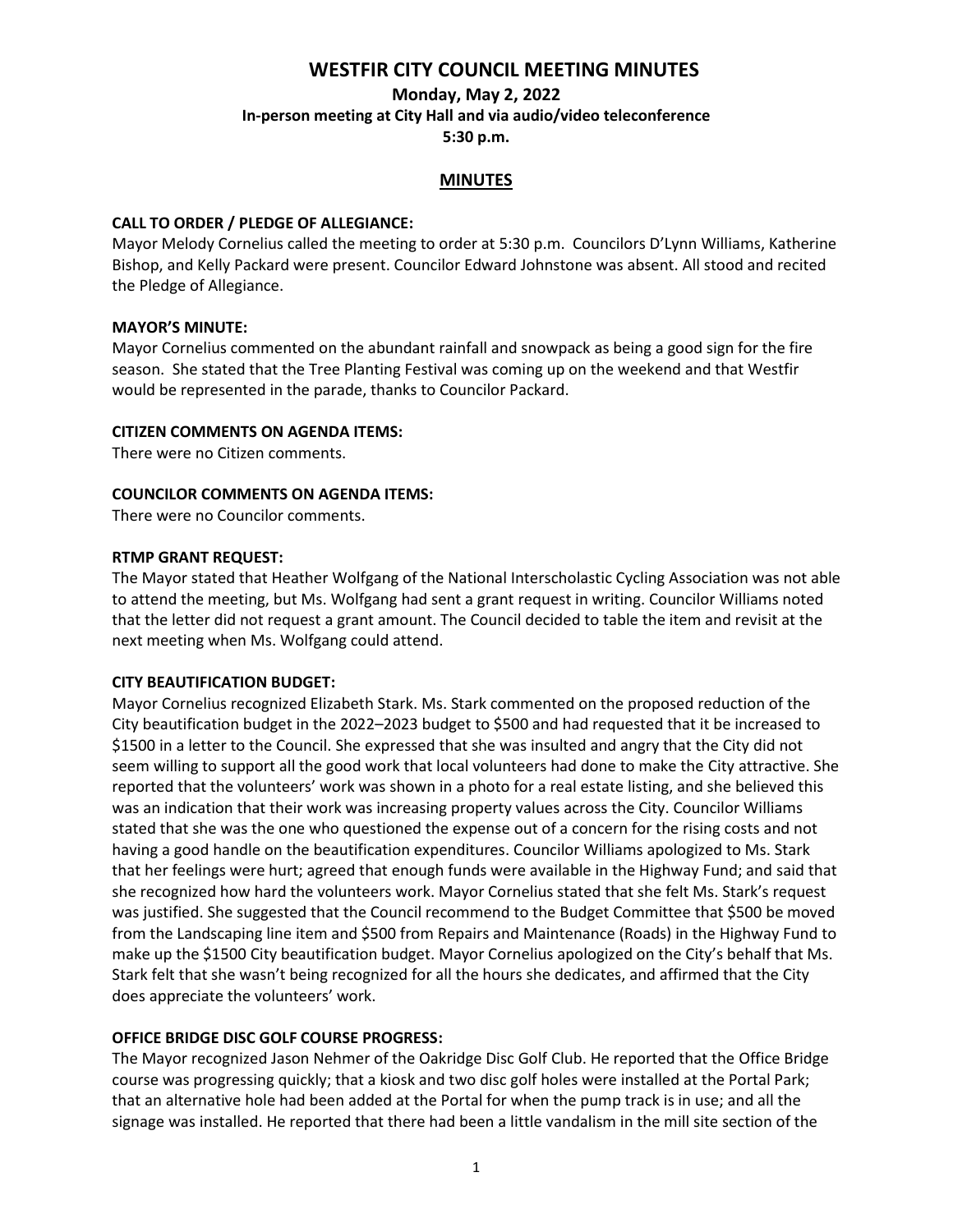# WESTFIR CITY COUNCIL MEETING MINUTES

**Monday, May 2, 2022**
**In-person meeting at City Hall and via audio/video teleconference**
**5:30 p.m.**

## MINUTES

### CALL TO ORDER / PLEDGE OF ALLEGIANCE:

Mayor Melody Cornelius called the meeting to order at 5:30 p.m. Councilors D'Lynn Williams, Katherine Bishop, and Kelly Packard were present. Councilor Edward Johnstone was absent. All stood and recited the Pledge of Allegiance.

### MAYOR'S MINUTE:

Mayor Cornelius commented on the abundant rainfall and snowpack as being a good sign for the fire season. She stated that the Tree Planting Festival was coming up on the weekend and that Westfir would be represented in the parade, thanks to Councilor Packard.

### CITIZEN COMMENTS ON AGENDA ITEMS:

There were no Citizen comments.

### COUNCILOR COMMENTS ON AGENDA ITEMS:

There were no Councilor comments.

### RTMP GRANT REQUEST:

The Mayor stated that Heather Wolfgang of the National Interscholastic Cycling Association was not able to attend the meeting, but Ms. Wolfgang had sent a grant request in writing. Councilor Williams noted that the letter did not request a grant amount. The Council decided to table the item and revisit at the next meeting when Ms. Wolfgang could attend.

### CITY BEAUTIFICATION BUDGET:

Mayor Cornelius recognized Elizabeth Stark. Ms. Stark commented on the proposed reduction of the City beautification budget in the 2022–2023 budget to $500 and had requested that it be increased to $1500 in a letter to the Council. She expressed that she was insulted and angry that the City did not seem willing to support all the good work that local volunteers had done to make the City attractive. She reported that the volunteers' work was shown in a photo for a real estate listing, and she believed this was an indication that their work was increasing property values across the City. Councilor Williams stated that she was the one who questioned the expense out of a concern for the rising costs and not having a good handle on the beautification expenditures. Councilor Williams apologized to Ms. Stark that her feelings were hurt; agreed that enough funds were available in the Highway Fund; and said that she recognized how hard the volunteers work. Mayor Cornelius stated that she felt Ms. Stark's request was justified. She suggested that the Council recommend to the Budget Committee that $500 be moved from the Landscaping line item and $500 from Repairs and Maintenance (Roads) in the Highway Fund to make up the $1500 City beautification budget. Mayor Cornelius apologized on the City's behalf that Ms. Stark felt that she wasn't being recognized for all the hours she dedicates, and affirmed that the City does appreciate the volunteers' work.

### OFFICE BRIDGE DISC GOLF COURSE PROGRESS:

The Mayor recognized Jason Nehmer of the Oakridge Disc Golf Club. He reported that the Office Bridge course was progressing quickly; that a kiosk and two disc golf holes were installed at the Portal Park; that an alternative hole had been added at the Portal for when the pump track is in use; and all the signage was installed. He reported that there had been a little vandalism in the mill site section of the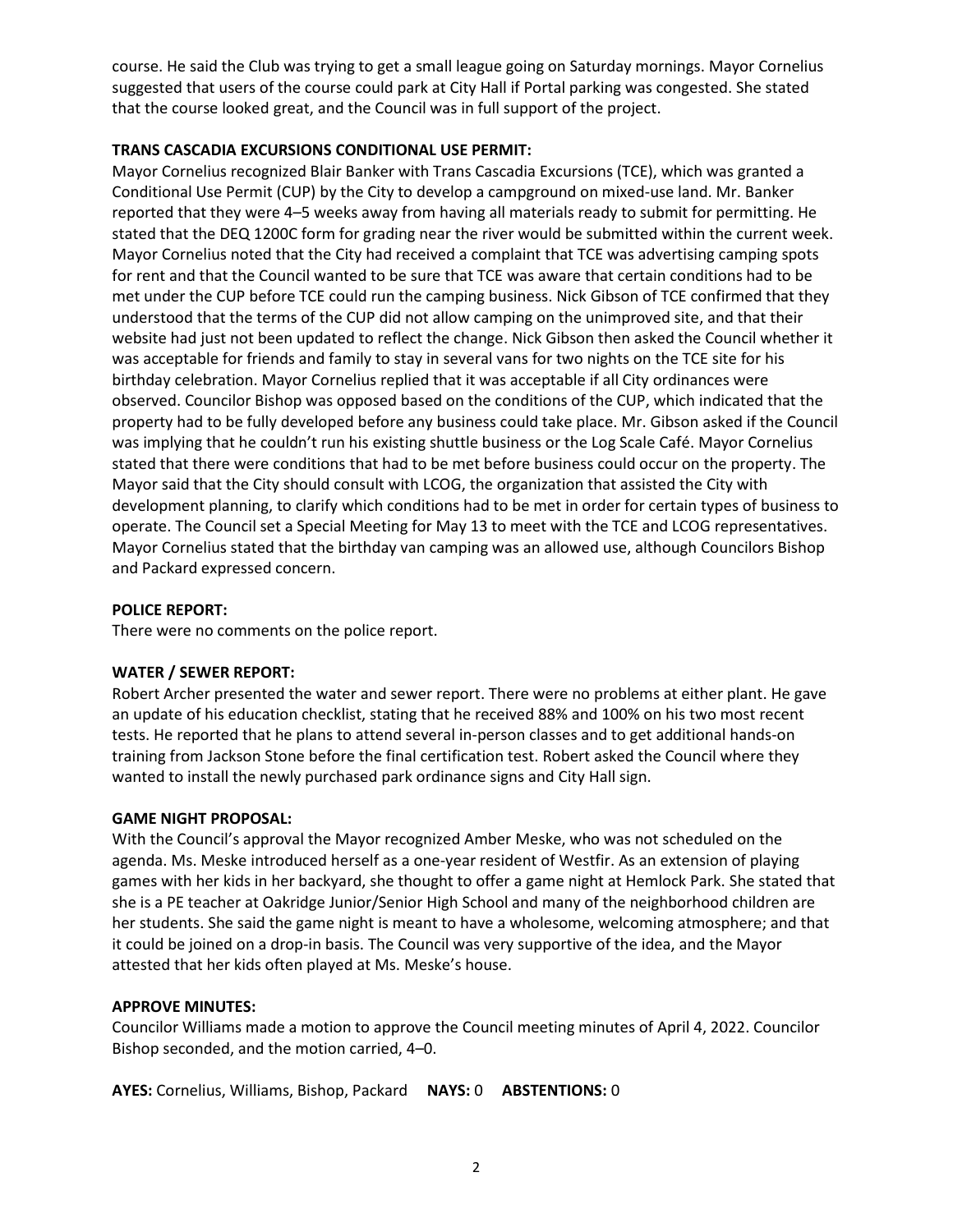course. He said the Club was trying to get a small league going on Saturday mornings. Mayor Cornelius suggested that users of the course could park at City Hall if Portal parking was congested. She stated that the course looked great, and the Council was in full support of the project.

**TRANS CASCADIA EXCURSIONS CONDITIONAL USE PERMIT:**

Mayor Cornelius recognized Blair Banker with Trans Cascadia Excursions (TCE), which was granted a Conditional Use Permit (CUP) by the City to develop a campground on mixed-use land. Mr. Banker reported that they were 4–5 weeks away from having all materials ready to submit for permitting. He stated that the DEQ 1200C form for grading near the river would be submitted within the current week. Mayor Cornelius noted that the City had received a complaint that TCE was advertising camping spots for rent and that the Council wanted to be sure that TCE was aware that certain conditions had to be met under the CUP before TCE could run the camping business. Nick Gibson of TCE confirmed that they understood that the terms of the CUP did not allow camping on the unimproved site, and that their website had just not been updated to reflect the change. Nick Gibson then asked the Council whether it was acceptable for friends and family to stay in several vans for two nights on the TCE site for his birthday celebration. Mayor Cornelius replied that it was acceptable if all City ordinances were observed. Councilor Bishop was opposed based on the conditions of the CUP, which indicated that the property had to be fully developed before any business could take place. Mr. Gibson asked if the Council was implying that he couldn't run his existing shuttle business or the Log Scale Café. Mayor Cornelius stated that there were conditions that had to be met before business could occur on the property. The Mayor said that the City should consult with LCOG, the organization that assisted the City with development planning, to clarify which conditions had to be met in order for certain types of business to operate. The Council set a Special Meeting for May 13 to meet with the TCE and LCOG representatives. Mayor Cornelius stated that the birthday van camping was an allowed use, although Councilors Bishop and Packard expressed concern.

**POLICE REPORT:**

There were no comments on the police report.

**WATER / SEWER REPORT:**

Robert Archer presented the water and sewer report. There were no problems at either plant. He gave an update of his education checklist, stating that he received 88% and 100% on his two most recent tests. He reported that he plans to attend several in-person classes and to get additional hands-on training from Jackson Stone before the final certification test. Robert asked the Council where they wanted to install the newly purchased park ordinance signs and City Hall sign.

**GAME NIGHT PROPOSAL:**

With the Council's approval the Mayor recognized Amber Meske, who was not scheduled on the agenda. Ms. Meske introduced herself as a one-year resident of Westfir. As an extension of playing games with her kids in her backyard, she thought to offer a game night at Hemlock Park. She stated that she is a PE teacher at Oakridge Junior/Senior High School and many of the neighborhood children are her students. She said the game night is meant to have a wholesome, welcoming atmosphere; and that it could be joined on a drop-in basis. The Council was very supportive of the idea, and the Mayor attested that her kids often played at Ms. Meske's house.

**APPROVE MINUTES:**

Councilor Williams made a motion to approve the Council meeting minutes of April 4, 2022. Councilor Bishop seconded, and the motion carried, 4–0.

**AYES:** Cornelius, Williams, Bishop, Packard **NAYS:** 0 **ABSTENTIONS:** 0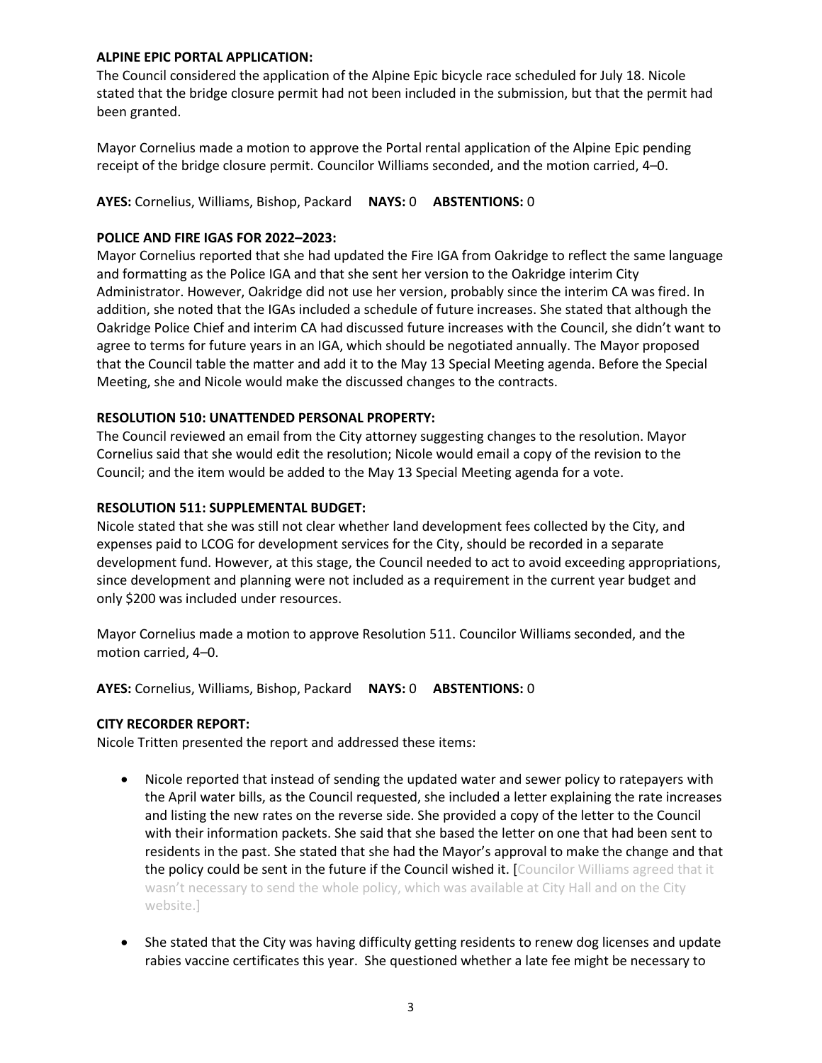**ALPINE EPIC PORTAL APPLICATION:**
The Council considered the application of the Alpine Epic bicycle race scheduled for July 18. Nicole stated that the bridge closure permit had not been included in the submission, but that the permit had been granted.

Mayor Cornelius made a motion to approve the Portal rental application of the Alpine Epic pending receipt of the bridge closure permit. Councilor Williams seconded, and the motion carried, 4–0.

**AYES:** Cornelius, Williams, Bishop, Packard **NAYS:** 0 **ABSTENTIONS:** 0

**POLICE AND FIRE IGAS FOR 2022–2023:**
Mayor Cornelius reported that she had updated the Fire IGA from Oakridge to reflect the same language and formatting as the Police IGA and that she sent her version to the Oakridge interim City Administrator. However, Oakridge did not use her version, probably since the interim CA was fired. In addition, she noted that the IGAs included a schedule of future increases. She stated that although the Oakridge Police Chief and interim CA had discussed future increases with the Council, she didn't want to agree to terms for future years in an IGA, which should be negotiated annually. The Mayor proposed that the Council table the matter and add it to the May 13 Special Meeting agenda. Before the Special Meeting, she and Nicole would make the discussed changes to the contracts.

**RESOLUTION 510: UNATTENDED PERSONAL PROPERTY:**
The Council reviewed an email from the City attorney suggesting changes to the resolution. Mayor Cornelius said that she would edit the resolution; Nicole would email a copy of the revision to the Council; and the item would be added to the May 13 Special Meeting agenda for a vote.

**RESOLUTION 511: SUPPLEMENTAL BUDGET:**
Nicole stated that she was still not clear whether land development fees collected by the City, and expenses paid to LCOG for development services for the City, should be recorded in a separate development fund. However, at this stage, the Council needed to act to avoid exceeding appropriations, since development and planning were not included as a requirement in the current year budget and only $200 was included under resources.

Mayor Cornelius made a motion to approve Resolution 511. Councilor Williams seconded, and the motion carried, 4–0.

**AYES:** Cornelius, Williams, Bishop, Packard **NAYS:** 0 **ABSTENTIONS:** 0

**CITY RECORDER REPORT:**
Nicole Tritten presented the report and addressed these items:

- Nicole reported that instead of sending the updated water and sewer policy to ratepayers with the April water bills, as the Council requested, she included a letter explaining the rate increases and listing the new rates on the reverse side. She provided a copy of the letter to the Council with their information packets. She said that she based the letter on one that had been sent to residents in the past. She stated that she had the Mayor's approval to make the change and that the policy could be sent in the future if the Council wished it. [Councilor Williams agreed that it wasn't necessary to send the whole policy, which was available at City Hall and on the City website.]

- She stated that the City was having difficulty getting residents to renew dog licenses and update rabies vaccine certificates this year. She questioned whether a late fee might be necessary to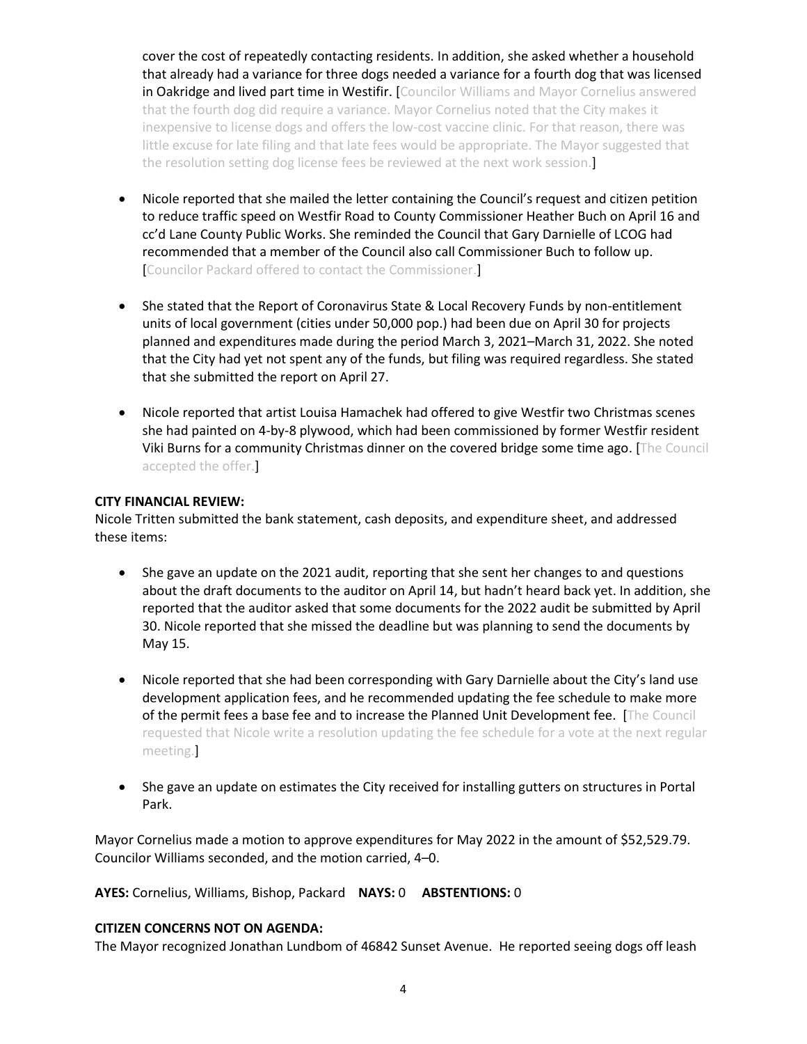cover the cost of repeatedly contacting residents. In addition, she asked whether a household that already had a variance for three dogs needed a variance for a fourth dog that was licensed in Oakridge and lived part time in Westfir. [Councilor Williams and Mayor Cornelius answered that the fourth dog did require a variance. Mayor Cornelius noted that the City makes it inexpensive to license dogs and offers the low-cost vaccine clinic. For that reason, there was little excuse for late filing and that late fees would be appropriate. The Mayor suggested that the resolution setting dog license fees be reviewed at the next work session.]

- Nicole reported that she mailed the letter containing the Council's request and citizen petition to reduce traffic speed on Westfir Road to County Commissioner Heather Buch on April 16 and cc'd Lane County Public Works. She reminded the Council that Gary Darnielle of LCOG had recommended that a member of the Council also call Commissioner Buch to follow up. [Councilor Packard offered to contact the Commissioner.]

- She stated that the Report of Coronavirus State & Local Recovery Funds by non-entitlement units of local government (cities under 50,000 pop.) had been due on April 30 for projects planned and expenditures made during the period March 3, 2021–March 31, 2022. She noted that the City had yet not spent any of the funds, but filing was required regardless. She stated that she submitted the report on April 27.

- Nicole reported that artist Louisa Hamachek had offered to give Westfir two Christmas scenes she had painted on 4-by-8 plywood, which had been commissioned by former Westfir resident Viki Burns for a community Christmas dinner on the covered bridge some time ago. [The Council accepted the offer.]

**CITY FINANCIAL REVIEW:**
Nicole Tritten submitted the bank statement, cash deposits, and expenditure sheet, and addressed these items:

- She gave an update on the 2021 audit, reporting that she sent her changes to and questions about the draft documents to the auditor on April 14, but hadn't heard back yet. In addition, she reported that the auditor asked that some documents for the 2022 audit be submitted by April 30. Nicole reported that she missed the deadline but was planning to send the documents by May 15.

- Nicole reported that she had been corresponding with Gary Darnielle about the City's land use development application fees, and he recommended updating the fee schedule to make more of the permit fees a base fee and to increase the Planned Unit Development fee. [The Council requested that Nicole write a resolution updating the fee schedule for a vote at the next regular meeting.]

- She gave an update on estimates the City received for installing gutters on structures in Portal Park.

Mayor Cornelius made a motion to approve expenditures for May 2022 in the amount of $52,529.79. Councilor Williams seconded, and the motion carried, 4–0.

**AYES:** Cornelius, Williams, Bishop, Packard **NAYS:** 0 **ABSTENTIONS:** 0

**CITIZEN CONCERNS NOT ON AGENDA:**
The Mayor recognized Jonathan Lundbom of 46842 Sunset Avenue. He reported seeing dogs off leash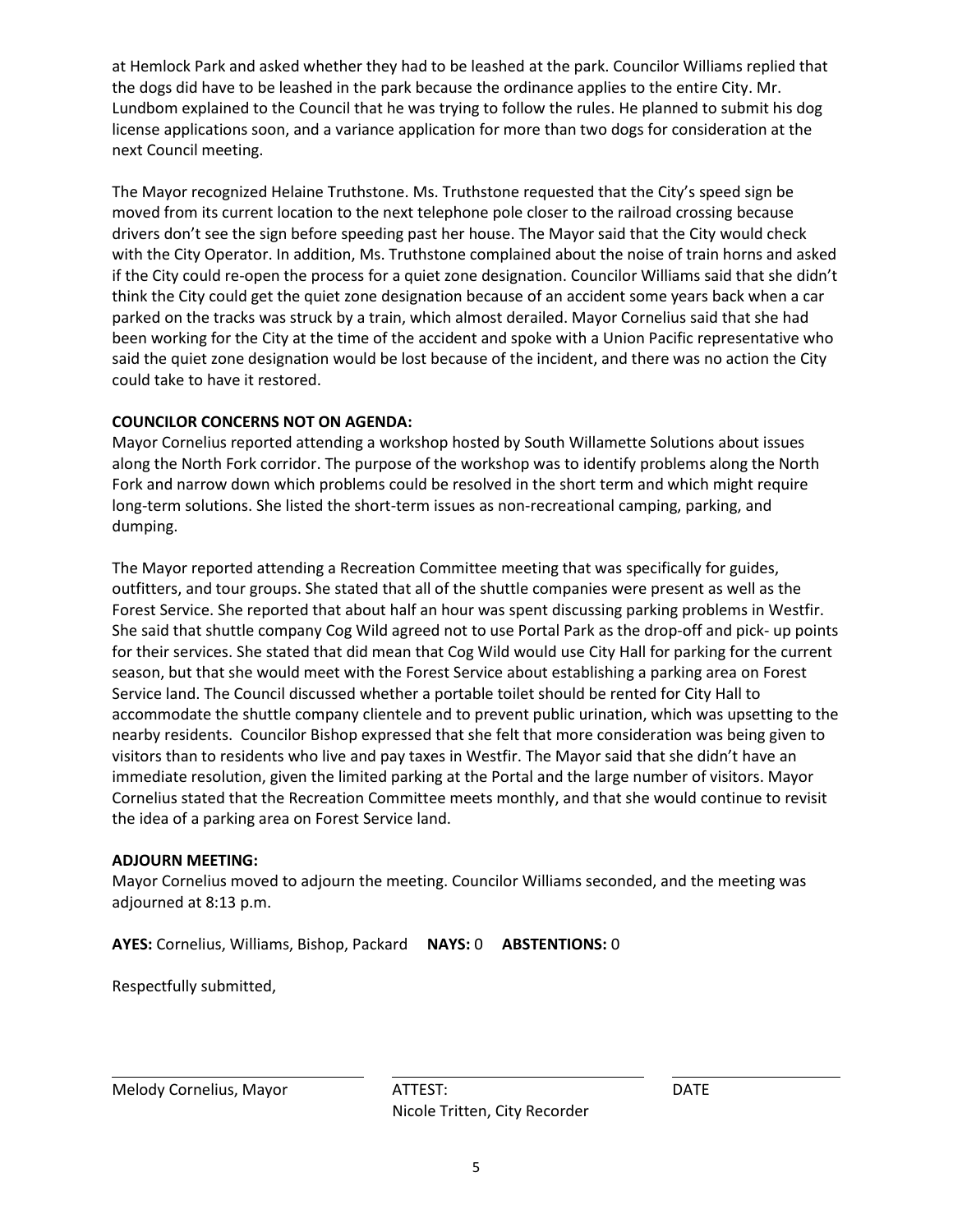at Hemlock Park and asked whether they had to be leashed at the park. Councilor Williams replied that the dogs did have to be leashed in the park because the ordinance applies to the entire City. Mr. Lundbom explained to the Council that he was trying to follow the rules. He planned to submit his dog license applications soon, and a variance application for more than two dogs for consideration at the next Council meeting.

The Mayor recognized Helaine Truthstone. Ms. Truthstone requested that the City's speed sign be moved from its current location to the next telephone pole closer to the railroad crossing because drivers don't see the sign before speeding past her house. The Mayor said that the City would check with the City Operator. In addition, Ms. Truthstone complained about the noise of train horns and asked if the City could re-open the process for a quiet zone designation. Councilor Williams said that she didn't think the City could get the quiet zone designation because of an accident some years back when a car parked on the tracks was struck by a train, which almost derailed. Mayor Cornelius said that she had been working for the City at the time of the accident and spoke with a Union Pacific representative who said the quiet zone designation would be lost because of the incident, and there was no action the City could take to have it restored.

**COUNCILOR CONCERNS NOT ON AGENDA:**

Mayor Cornelius reported attending a workshop hosted by South Willamette Solutions about issues along the North Fork corridor. The purpose of the workshop was to identify problems along the North Fork and narrow down which problems could be resolved in the short term and which might require long-term solutions. She listed the short-term issues as non-recreational camping, parking, and dumping.

The Mayor reported attending a Recreation Committee meeting that was specifically for guides, outfitters, and tour groups. She stated that all of the shuttle companies were present as well as the Forest Service. She reported that about half an hour was spent discussing parking problems in Westfir. She said that shuttle company Cog Wild agreed not to use Portal Park as the drop-off and pick- up points for their services. She stated that did mean that Cog Wild would use City Hall for parking for the current season, but that she would meet with the Forest Service about establishing a parking area on Forest Service land. The Council discussed whether a portable toilet should be rented for City Hall to accommodate the shuttle company clientele and to prevent public urination, which was upsetting to the nearby residents. Councilor Bishop expressed that she felt that more consideration was being given to visitors than to residents who live and pay taxes in Westfir. The Mayor said that she didn't have an immediate resolution, given the limited parking at the Portal and the large number of visitors. Mayor Cornelius stated that the Recreation Committee meets monthly, and that she would continue to revisit the idea of a parking area on Forest Service land.

**ADJOURN MEETING:**

Mayor Cornelius moved to adjourn the meeting. Councilor Williams seconded, and the meeting was adjourned at 8:13 p.m.

**AYES:** Cornelius, Williams, Bishop, Packard **NAYS:** 0 **ABSTENTIONS:** 0

Respectfully submitted,

Melody Cornelius, Mayor

ATTEST:
Nicole Tritten, City Recorder

DATE